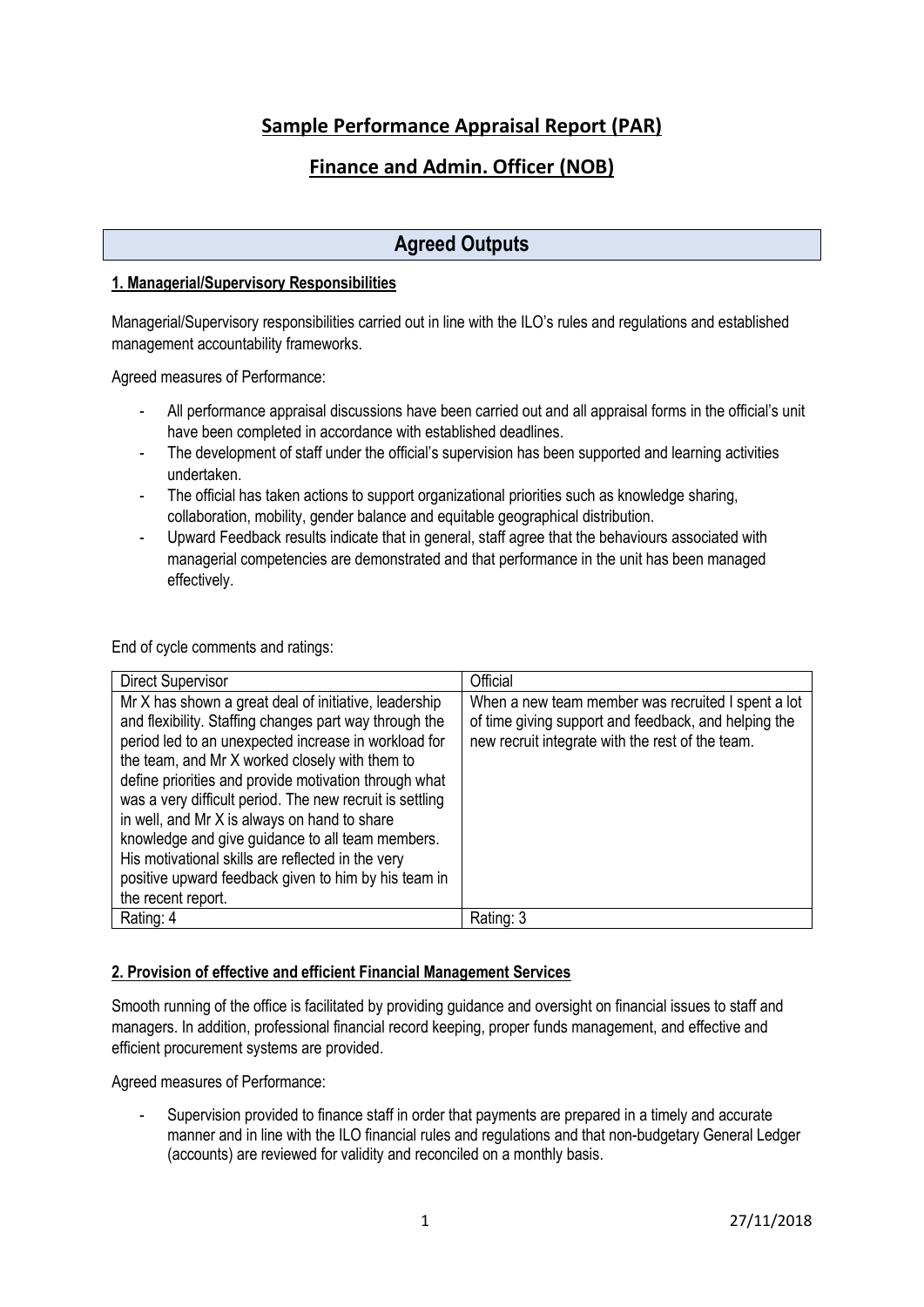# Sample Performance Appraisal Report (PAR)

# Finance and Admin. Officer (NOB)

## Agreed Outputs

### 1. Managerial/Supervisory Responsibilities

Managerial/Supervisory responsibilities carried out in line with the ILO's rules and regulations and established management accountability frameworks.

Agreed measures of Performance:

- All performance appraisal discussions have been carried out and all appraisal forms in the official's unit have been completed in accordance with established deadlines.
- The development of staff under the official's supervision has been supported and learning activities undertaken.
- The official has taken actions to support organizational priorities such as knowledge sharing, collaboration, mobility, gender balance and equitable geographical distribution.
- Upward Feedback results indicate that in general, staff agree that the behaviours associated with managerial competencies are demonstrated and that performance in the unit has been managed effectively.

End of cycle comments and ratings:

| Direct Supervisor | Official |
|---|---|
| Mr X has shown a great deal of initiative, leadership and flexibility. Staffing changes part way through the period led to an unexpected increase in workload for the team, and Mr X worked closely with them to define priorities and provide motivation through what was a very difficult period. The new recruit is settling in well, and Mr X is always on hand to share knowledge and give guidance to all team members. His motivational skills are reflected in the very positive upward feedback given to him by his team in the recent report. | When a new team member was recruited I spent a lot of time giving support and feedback, and helping the new recruit integrate with the rest of the team. |
| Rating: 4 | Rating: 3 |

### 2. Provision of effective and efficient Financial Management Services

Smooth running of the office is facilitated by providing guidance and oversight on financial issues to staff and managers. In addition, professional financial record keeping, proper funds management, and effective and efficient procurement systems are provided.

Agreed measures of Performance:

- Supervision provided to finance staff in order that payments are prepared in a timely and accurate manner and in line with the ILO financial rules and regulations and that non-budgetary General Ledger (accounts) are reviewed for validity and reconciled on a monthly basis.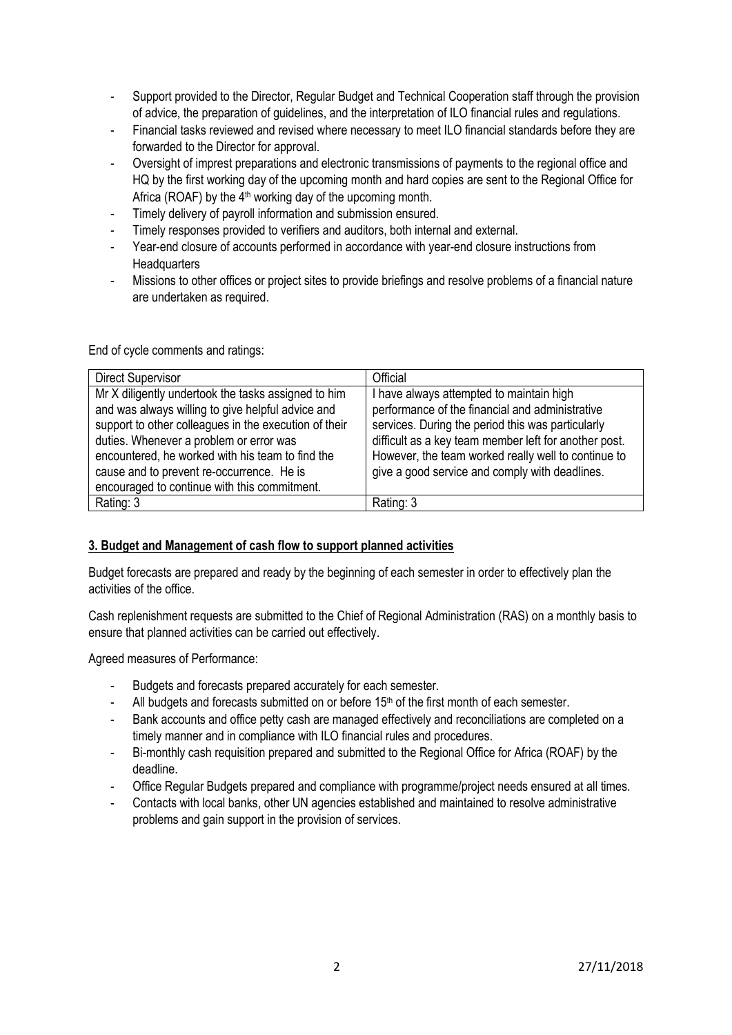- Support provided to the Director, Regular Budget and Technical Cooperation staff through the provision of advice, the preparation of guidelines, and the interpretation of ILO financial rules and regulations.
- Financial tasks reviewed and revised where necessary to meet ILO financial standards before they are forwarded to the Director for approval.
- Oversight of imprest preparations and electronic transmissions of payments to the regional office and HQ by the first working day of the upcoming month and hard copies are sent to the Regional Office for Africa (ROAF) by the 4th working day of the upcoming month.
- Timely delivery of payroll information and submission ensured.
- Timely responses provided to verifiers and auditors, both internal and external.
- Year-end closure of accounts performed in accordance with year-end closure instructions from Headquarters
- Missions to other offices or project sites to provide briefings and resolve problems of a financial nature are undertaken as required.

End of cycle comments and ratings:

| Direct Supervisor | Official |
| --- | --- |
| Mr X diligently undertook the tasks assigned to him and was always willing to give helpful advice and support to other colleagues in the execution of their duties. Whenever a problem or error was encountered, he worked with his team to find the cause and to prevent re-occurrence. He is encouraged to continue with this commitment. | I have always attempted to maintain high performance of the financial and administrative services. During the period this was particularly difficult as a key team member left for another post. However, the team worked really well to continue to give a good service and comply with deadlines. |
| Rating: 3 | Rating: 3 |

**3. Budget and Management of cash flow to support planned activities**

Budget forecasts are prepared and ready by the beginning of each semester in order to effectively plan the activities of the office.

Cash replenishment requests are submitted to the Chief of Regional Administration (RAS) on a monthly basis to ensure that planned activities can be carried out effectively.

Agreed measures of Performance:

- Budgets and forecasts prepared accurately for each semester.
- All budgets and forecasts submitted on or before 15th of the first month of each semester.
- Bank accounts and office petty cash are managed effectively and reconciliations are completed on a timely manner and in compliance with ILO financial rules and procedures.
- Bi-monthly cash requisition prepared and submitted to the Regional Office for Africa (ROAF) by the deadline.
- Office Regular Budgets prepared and compliance with programme/project needs ensured at all times.
- Contacts with local banks, other UN agencies established and maintained to resolve administrative problems and gain support in the provision of services.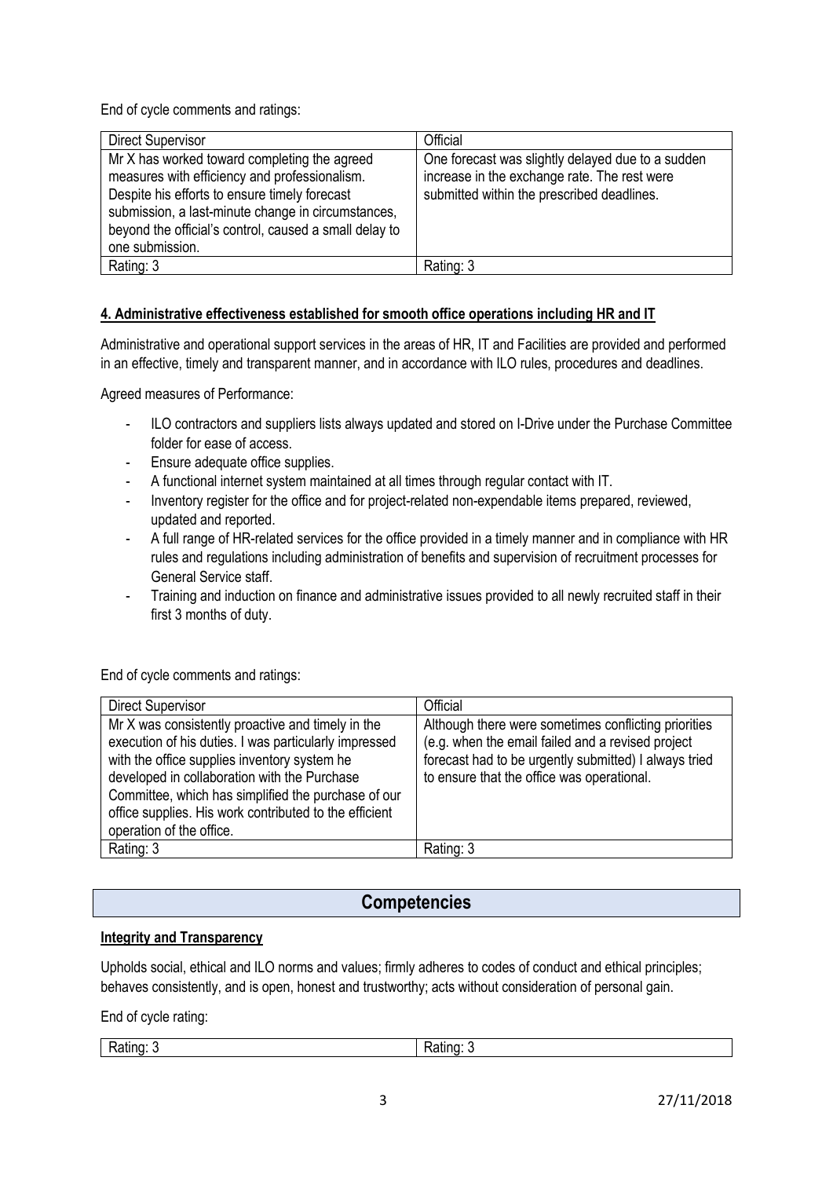End of cycle comments and ratings:

| Direct Supervisor | Official |
| --- | --- |
| Mr X has worked toward completing the agreed measures with efficiency and professionalism. Despite his efforts to ensure timely forecast submission, a last-minute change in circumstances, beyond the official's control, caused a small delay to one submission. | One forecast was slightly delayed due to a sudden increase in the exchange rate. The rest were submitted within the prescribed deadlines. |
| Rating: 3 | Rating: 3 |

**4. Administrative effectiveness established for smooth office operations including HR and IT**

Administrative and operational support services in the areas of HR, IT and Facilities are provided and performed in an effective, timely and transparent manner, and in accordance with ILO rules, procedures and deadlines.

Agreed measures of Performance:

- ILO contractors and suppliers lists always updated and stored on I-Drive under the Purchase Committee folder for ease of access.
- Ensure adequate office supplies.
- A functional internet system maintained at all times through regular contact with IT.
- Inventory register for the office and for project-related non-expendable items prepared, reviewed, updated and reported.
- A full range of HR-related services for the office provided in a timely manner and in compliance with HR rules and regulations including administration of benefits and supervision of recruitment processes for General Service staff.
- Training and induction on finance and administrative issues provided to all newly recruited staff in their first 3 months of duty.

End of cycle comments and ratings:

| Direct Supervisor | Official |
| --- | --- |
| Mr X was consistently proactive and timely in the execution of his duties. I was particularly impressed with the office supplies inventory system he developed in collaboration with the Purchase Committee, which has simplified the purchase of our office supplies. His work contributed to the efficient operation of the office. | Although there were sometimes conflicting priorities (e.g. when the email failed and a revised project forecast had to be urgently submitted) I always tried to ensure that the office was operational. |
| Rating: 3 | Rating: 3 |

## Competencies

**Integrity and Transparency**

Upholds social, ethical and ILO norms and values; firmly adheres to codes of conduct and ethical principles; behaves consistently, and is open, honest and trustworthy; acts without consideration of personal gain.

End of cycle rating:

| Rating: 3 | Rating: 3 |
| --- | --- |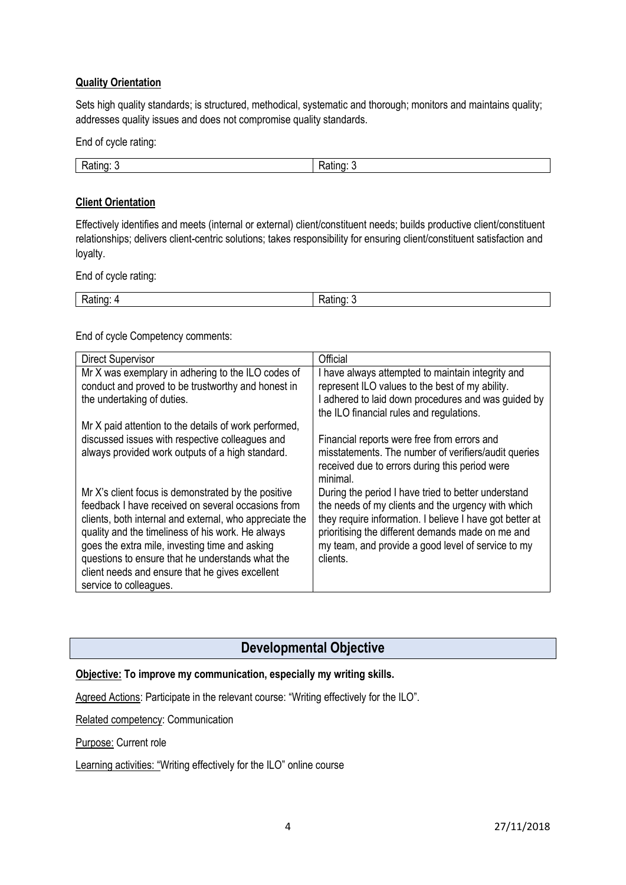**Quality Orientation**

Sets high quality standards; is structured, methodical, systematic and thorough; monitors and maintains quality; addresses quality issues and does not compromise quality standards.

End of cycle rating:

| Rating: 3 | Rating: 3 |
|---|---|

**Client Orientation**

Effectively identifies and meets (internal or external) client/constituent needs; builds productive client/constituent relationships; delivers client-centric solutions; takes responsibility for ensuring client/constituent satisfaction and loyalty.

End of cycle rating:

| Rating: 4 | Rating: 3 |
|---|---|

End of cycle Competency comments:

| Direct Supervisor | Official |
|---|---|
| Mr X was exemplary in adhering to the ILO codes of conduct and proved to be trustworthy and honest in the undertaking of duties.<br><br>Mr X paid attention to the details of work performed, discussed issues with respective colleagues and always provided work outputs of a high standard. | I have always attempted to maintain integrity and represent ILO values to the best of my ability.<br>I adhered to laid down procedures and was guided by the ILO financial rules and regulations.<br><br>Financial reports were free from errors and misstatements. The number of verifiers/audit queries received due to errors during this period were minimal. |
| Mr X's client focus is demonstrated by the positive feedback I have received on several occasions from clients, both internal and external, who appreciate the quality and the timeliness of his work. He always goes the extra mile, investing time and asking questions to ensure that he understands what the client needs and ensure that he gives excellent service to colleagues. | During the period I have tried to better understand the needs of my clients and the urgency with which they require information. I believe I have got better at prioritising the different demands made on me and my team, and provide a good level of service to my clients. |

## Developmental Objective

**Objective: To improve my communication, especially my writing skills.**

Agreed Actions: Participate in the relevant course: "Writing effectively for the ILO".

Related competency: Communication

Purpose: Current role

Learning activities: "Writing effectively for the ILO" online course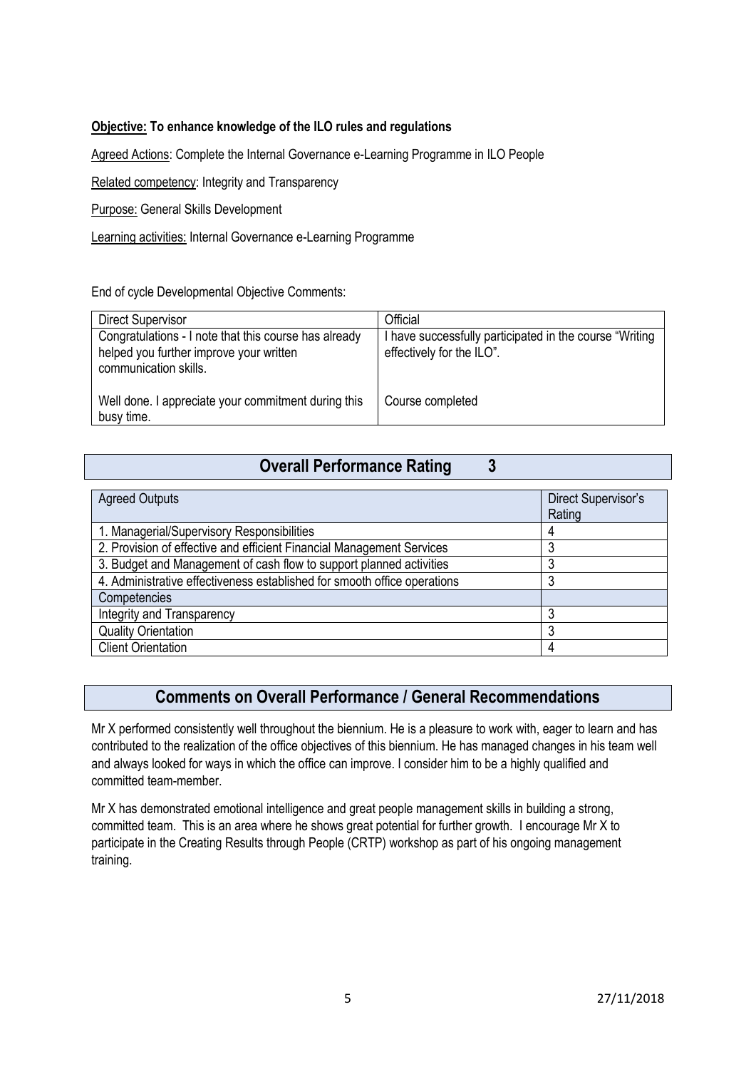**Objective: To enhance knowledge of the ILO rules and regulations**

Agreed Actions: Complete the Internal Governance e-Learning Programme in ILO People

Related competency: Integrity and Transparency

Purpose: General Skills Development

Learning activities: Internal Governance e-Learning Programme

End of cycle Developmental Objective Comments:

| Direct Supervisor | Official |
|---|---|
| Congratulations - I note that this course has already helped you further improve your written communication skills.<br><br>Well done. I appreciate your commitment during this busy time. | I have successfully participated in the course "Writing effectively for the ILO".<br><br>Course completed |

## Overall Performance Rating 3

| Agreed Outputs | Direct Supervisor's Rating |
|---|---|
| 1. Managerial/Supervisory Responsibilities | 4 |
| 2. Provision of effective and efficient Financial Management Services | 3 |
| 3. Budget and Management of cash flow to support planned activities | 3 |
| 4. Administrative effectiveness established for smooth office operations | 3 |
| Competencies | |
| Integrity and Transparency | 3 |
| Quality Orientation | 3 |
| Client Orientation | 4 |

## Comments on Overall Performance / General Recommendations

Mr X performed consistently well throughout the biennium. He is a pleasure to work with, eager to learn and has contributed to the realization of the office objectives of this biennium. He has managed changes in his team well and always looked for ways in which the office can improve. I consider him to be a highly qualified and committed team-member.

Mr X has demonstrated emotional intelligence and great people management skills in building a strong, committed team. This is an area where he shows great potential for further growth. I encourage Mr X to participate in the Creating Results through People (CRTP) workshop as part of his ongoing management training.